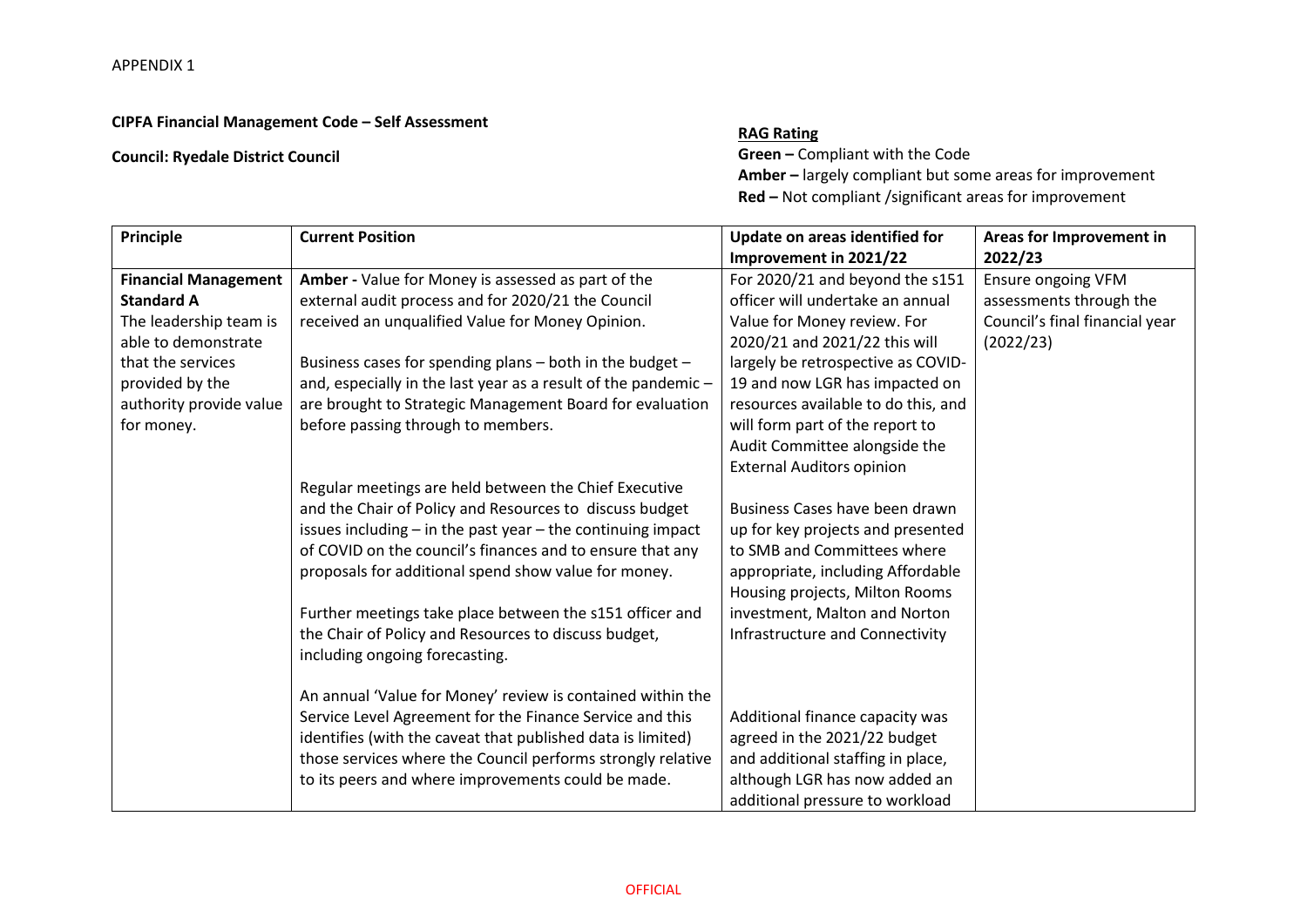APPENDIX 1

**CIPFA Financial Management Code – Self Assessment**

**Council: Ryedale District Council**

**RAG Rating**
**Green –** Compliant with the Code
**Amber –** largely compliant but some areas for improvement
**Red –** Not compliant /significant areas for improvement

| Principle | Current Position | Update on areas identified for Improvement in 2021/22 | Areas for Improvement in 2022/23 |
|---|---|---|---|
| **Financial Management Standard A** The leadership team is able to demonstrate that the services provided by the authority provide value for money. | **Amber -** Value for Money is assessed as part of the external audit process and for 2020/21 the Council received an unqualified Value for Money Opinion.<br><br>Business cases for spending plans – both in the budget – and, especially in the last year as a result of the pandemic – are brought to Strategic Management Board for evaluation before passing through to members.<br><br>Regular meetings are held between the Chief Executive and the Chair of Policy and Resources to discuss budget issues including – in the past year – the continuing impact of COVID on the council's finances and to ensure that any proposals for additional spend show value for money.<br><br>Further meetings take place between the s151 officer and the Chair of Policy and Resources to discuss budget, including ongoing forecasting.<br><br>An annual 'Value for Money' review is contained within the Service Level Agreement for the Finance Service and this identifies (with the caveat that published data is limited) those services where the Council performs strongly relative to its peers and where improvements could be made. | For 2020/21 and beyond the s151 officer will undertake an annual Value for Money review. For 2020/21 and 2021/22 this will largely be retrospective as COVID-19 and now LGR has impacted on resources available to do this, and will form part of the report to Audit Committee alongside the External Auditors opinion<br><br>Business Cases have been drawn up for key projects and presented to SMB and Committees where appropriate, including Affordable Housing projects, Milton Rooms investment, Malton and Norton Infrastructure and Connectivity<br><br>Additional finance capacity was agreed in the 2021/22 budget and additional staffing in place, although LGR has now added an additional pressure to workload | Ensure ongoing VFM assessments through the Council's final financial year (2022/23) |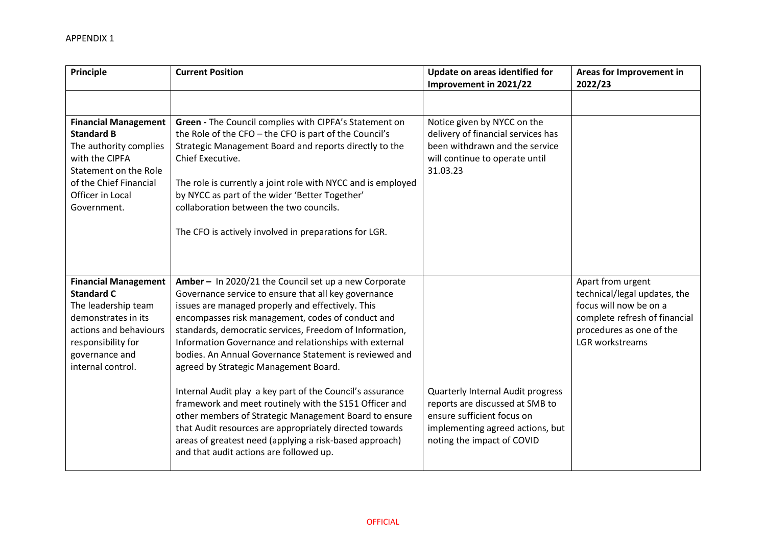APPENDIX 1

| Principle | Current Position | Update on areas identified for Improvement in 2021/22 | Areas for Improvement in 2022/23 |
|---|---|---|---|
| | | | |
| **Financial Management Standard B**<br>The authority complies with the CIPFA Statement on the Role of the Chief Financial Officer in Local Government. | **Green -** The Council complies with CIPFA's Statement on the Role of the CFO – the CFO is part of the Council's Strategic Management Board and reports directly to the Chief Executive.<br><br>The role is currently a joint role with NYCC and is employed by NYCC as part of the wider 'Better Together' collaboration between the two councils.<br><br>The CFO is actively involved in preparations for LGR. | Notice given by NYCC on the delivery of financial services has been withdrawn and the service will continue to operate until 31.03.23 | |
| **Financial Management Standard C**<br>The leadership team demonstrates in its actions and behaviours responsibility for governance and internal control. | **Amber –** In 2020/21 the Council set up a new Corporate Governance service to ensure that all key governance issues are managed properly and effectively. This encompasses risk management, codes of conduct and standards, democratic services, Freedom of Information, Information Governance and relationships with external bodies. An Annual Governance Statement is reviewed and agreed by Strategic Management Board.<br><br>Internal Audit play a key part of the Council's assurance framework and meet routinely with the S151 Officer and other members of Strategic Management Board to ensure that Audit resources are appropriately directed towards areas of greatest need (applying a risk-based approach) and that audit actions are followed up. | Quarterly Internal Audit progress reports are discussed at SMB to ensure sufficient focus on implementing agreed actions, but noting the impact of COVID | Apart from urgent technical/legal updates, the focus will now be on a complete refresh of financial procedures as one of the LGR workstreams |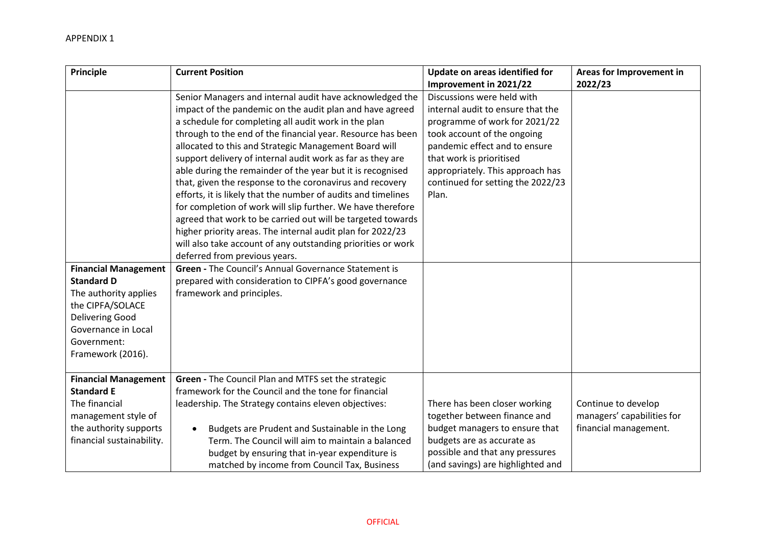APPENDIX 1

| Principle | Current Position | Update on areas identified for Improvement in 2021/22 | Areas for Improvement in 2022/23 |
|---|---|---|---|
| | Senior Managers and internal audit have acknowledged the impact of the pandemic on the audit plan and have agreed a schedule for completing all audit work in the plan through to the end of the financial year. Resource has been allocated to this and Strategic Management Board will support delivery of internal audit work as far as they are able during the remainder of the year but it is recognised that, given the response to the coronavirus and recovery efforts, it is likely that the number of audits and timelines for completion of work will slip further. We have therefore agreed that work to be carried out will be targeted towards higher priority areas. The internal audit plan for 2022/23 will also take account of any outstanding priorities or work deferred from previous years. | Discussions were held with internal audit to ensure that the programme of work for 2021/22 took account of the ongoing pandemic effect and to ensure that work is prioritised appropriately. This approach has continued for setting the 2022/23 Plan. | |
| **Financial Management Standard D** The authority applies the CIPFA/SOLACE Delivering Good Governance in Local Government: Framework (2016). | **Green -** The Council's Annual Governance Statement is prepared with consideration to CIPFA's good governance framework and principles. | | |
| **Financial Management Standard E** The financial management style of the authority supports financial sustainability. | **Green -** The Council Plan and MTFS set the strategic framework for the Council and the tone for financial leadership. The Strategy contains eleven objectives:<br><br>• Budgets are Prudent and Sustainable in the Long Term. The Council will aim to maintain a balanced budget by ensuring that in-year expenditure is matched by income from Council Tax, Business | There has been closer working together between finance and budget managers to ensure that budgets are as accurate as possible and that any pressures (and savings) are highlighted and | Continue to develop managers' capabilities for financial management. |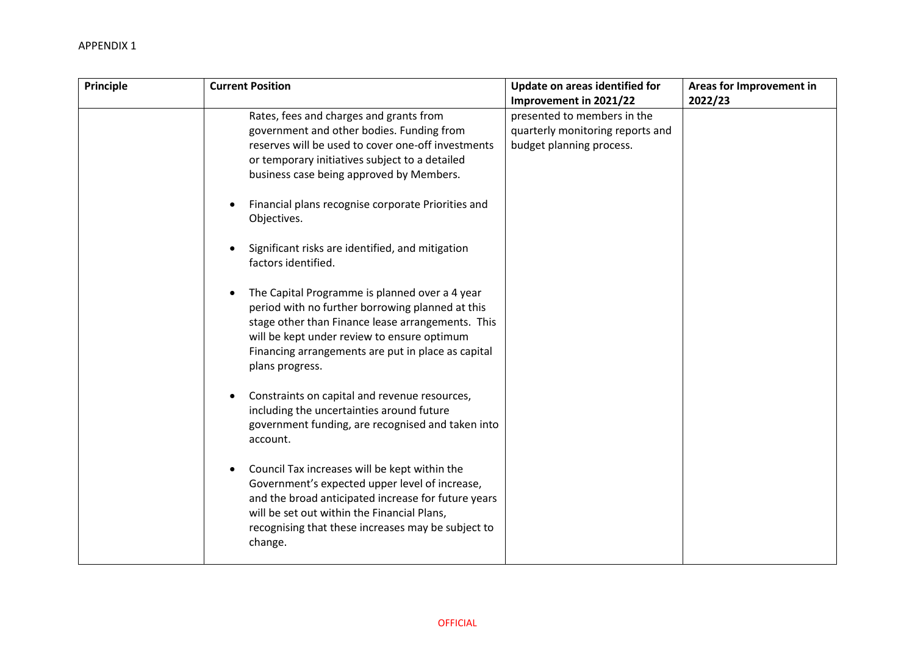APPENDIX 1

| Principle | Current Position | Update on areas identified for Improvement in 2021/22 | Areas for Improvement in 2022/23 |
|---|---|---|---|
| | Rates, fees and charges and grants from government and other bodies. Funding from reserves will be used to cover one-off investments or temporary initiatives subject to a detailed business case being approved by Members.<br><br>• Financial plans recognise corporate Priorities and Objectives.<br><br>• Significant risks are identified, and mitigation factors identified.<br><br>• The Capital Programme is planned over a 4 year period with no further borrowing planned at this stage other than Finance lease arrangements. This will be kept under review to ensure optimum Financing arrangements are put in place as capital plans progress.<br><br>• Constraints on capital and revenue resources, including the uncertainties around future government funding, are recognised and taken into account.<br><br>• Council Tax increases will be kept within the Government's expected upper level of increase, and the broad anticipated increase for future years will be set out within the Financial Plans, recognising that these increases may be subject to change. | presented to members in the quarterly monitoring reports and budget planning process. | |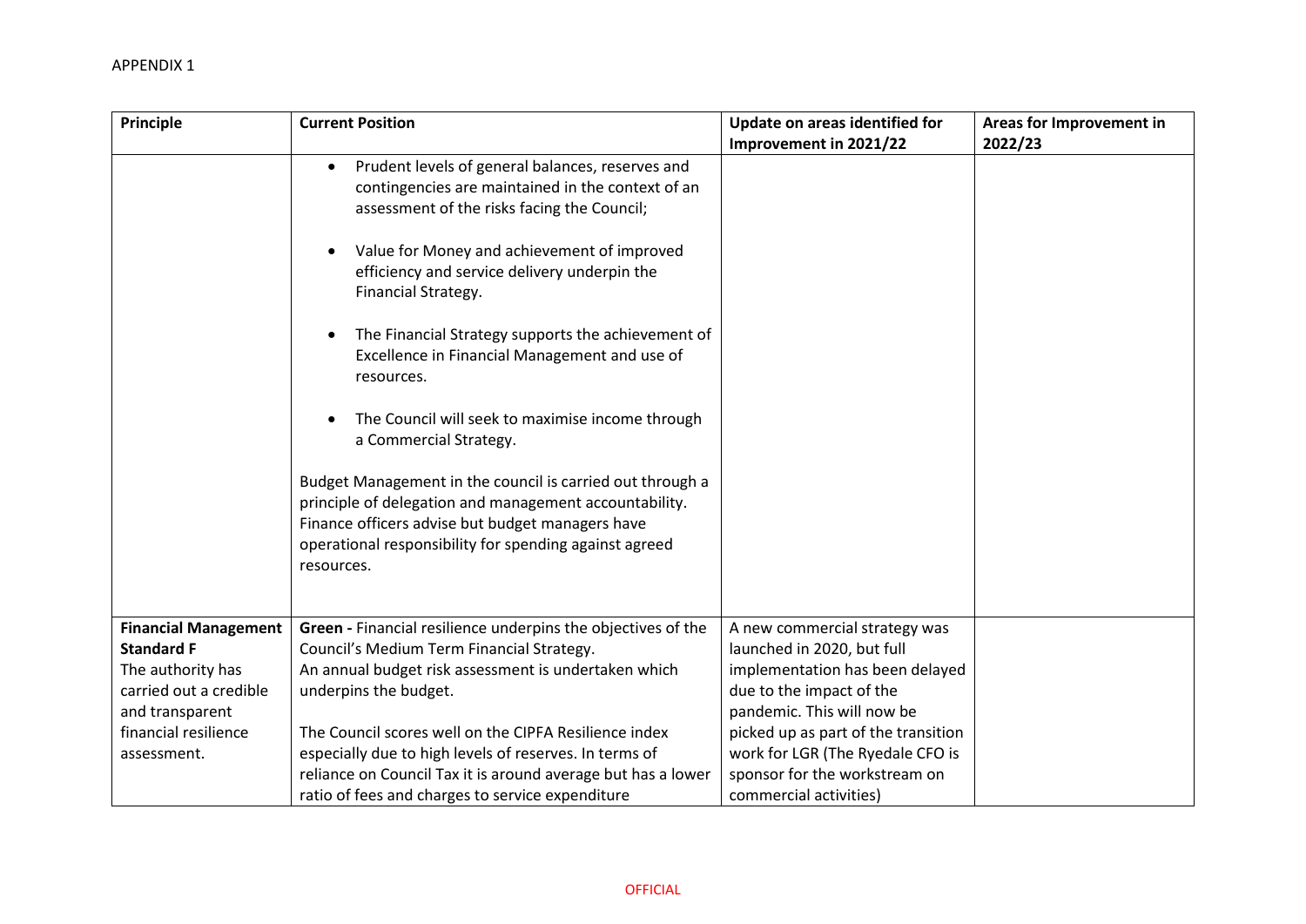APPENDIX 1

| Principle | Current Position | Update on areas identified for Improvement in 2021/22 | Areas for Improvement in 2022/23 |
|---|---|---|---|
| | • Prudent levels of general balances, reserves and contingencies are maintained in the context of an assessment of the risks facing the Council;<br><br>• Value for Money and achievement of improved efficiency and service delivery underpin the Financial Strategy.<br><br>• The Financial Strategy supports the achievement of Excellence in Financial Management and use of resources.<br><br>• The Council will seek to maximise income through a Commercial Strategy.<br><br>Budget Management in the council is carried out through a principle of delegation and management accountability. Finance officers advise but budget managers have operational responsibility for spending against agreed resources. | | |
| **Financial Management Standard F**<br>The authority has carried out a credible and transparent financial resilience assessment. | **Green -** Financial resilience underpins the objectives of the Council's Medium Term Financial Strategy.<br>An annual budget risk assessment is undertaken which underpins the budget.<br><br>The Council scores well on the CIPFA Resilience index especially due to high levels of reserves. In terms of reliance on Council Tax it is around average but has a lower ratio of fees and charges to service expenditure | A new commercial strategy was launched in 2020, but full implementation has been delayed due to the impact of the pandemic. This will now be picked up as part of the transition work for LGR (The Ryedale CFO is sponsor for the workstream on commercial activities) | |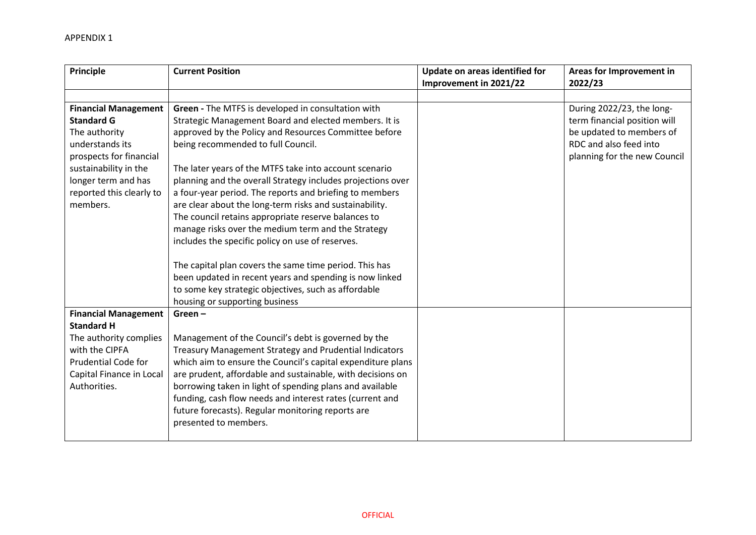APPENDIX 1

| Principle | Current Position | Update on areas identified for Improvement in 2021/22 | Areas for Improvement in 2022/23 |
|---|---|---|---|
| | | | |
| **Financial Management Standard G** The authority understands its prospects for financial sustainability in the longer term and has reported this clearly to members. | **Green -** The MTFS is developed in consultation with Strategic Management Board and elected members. It is approved by the Policy and Resources Committee before being recommended to full Council. <br><br> The later years of the MTFS take into account scenario planning and the overall Strategy includes projections over a four-year period. The reports and briefing to members are clear about the long-term risks and sustainability. The council retains appropriate reserve balances to manage risks over the medium term and the Strategy includes the specific policy on use of reserves. <br><br> The capital plan covers the same time period. This has been updated in recent years and spending is now linked to some key strategic objectives, such as affordable housing or supporting business | | During 2022/23, the long-term financial position will be updated to members of RDC and also feed into planning for the new Council |
| **Financial Management Standard H** The authority complies with the CIPFA Prudential Code for Capital Finance in Local Authorities. | **Green –** <br><br> Management of the Council's debt is governed by the Treasury Management Strategy and Prudential Indicators which aim to ensure the Council's capital expenditure plans are prudent, affordable and sustainable, with decisions on borrowing taken in light of spending plans and available funding, cash flow needs and interest rates (current and future forecasts). Regular monitoring reports are presented to members. | | |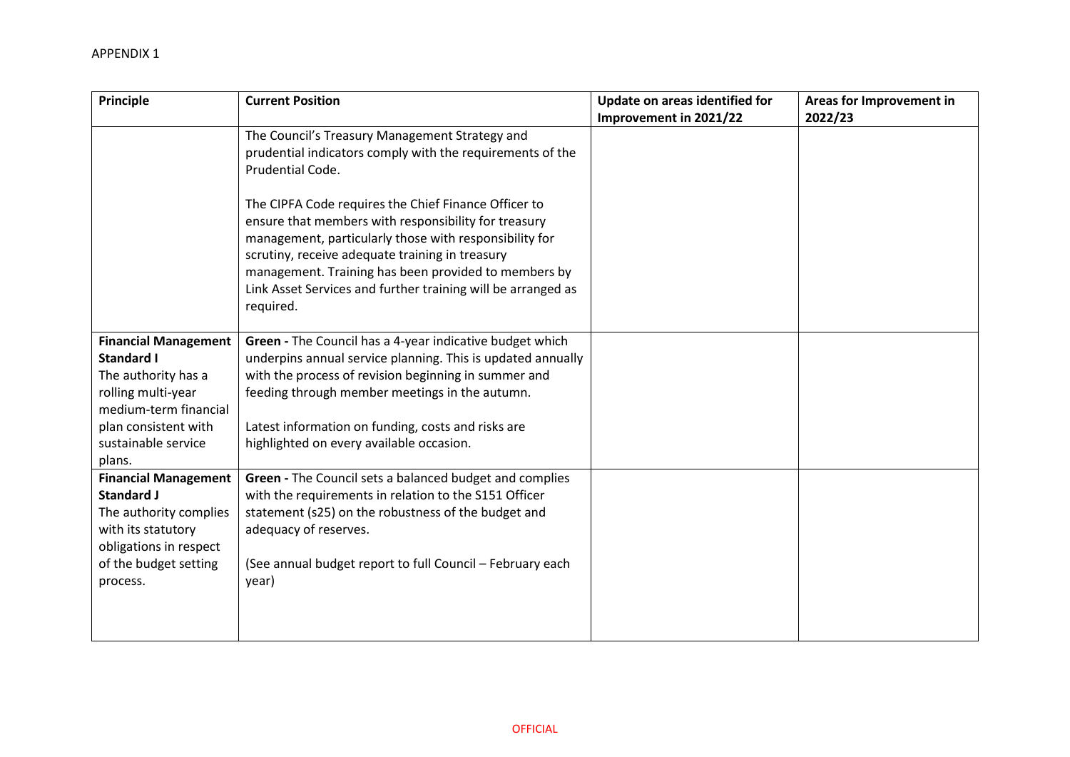APPENDIX 1

| Principle | Current Position | Update on areas identified for Improvement in 2021/22 | Areas for Improvement in 2022/23 |
|---|---|---|---|
| | The Council's Treasury Management Strategy and prudential indicators comply with the requirements of the Prudential Code.<br><br>The CIPFA Code requires the Chief Finance Officer to ensure that members with responsibility for treasury management, particularly those with responsibility for scrutiny, receive adequate training in treasury management. Training has been provided to members by Link Asset Services and further training will be arranged as required. | | |
| **Financial Management Standard I**<br>The authority has a rolling multi-year medium-term financial plan consistent with sustainable service plans. | **Green -** The Council has a 4-year indicative budget which underpins annual service planning. This is updated annually with the process of revision beginning in summer and feeding through member meetings in the autumn.<br><br>Latest information on funding, costs and risks are highlighted on every available occasion. | | |
| **Financial Management Standard J**<br>The authority complies with its statutory obligations in respect of the budget setting process. | **Green -** The Council sets a balanced budget and complies with the requirements in relation to the S151 Officer statement (s25) on the robustness of the budget and adequacy of reserves.<br><br>(See annual budget report to full Council – February each year) | | |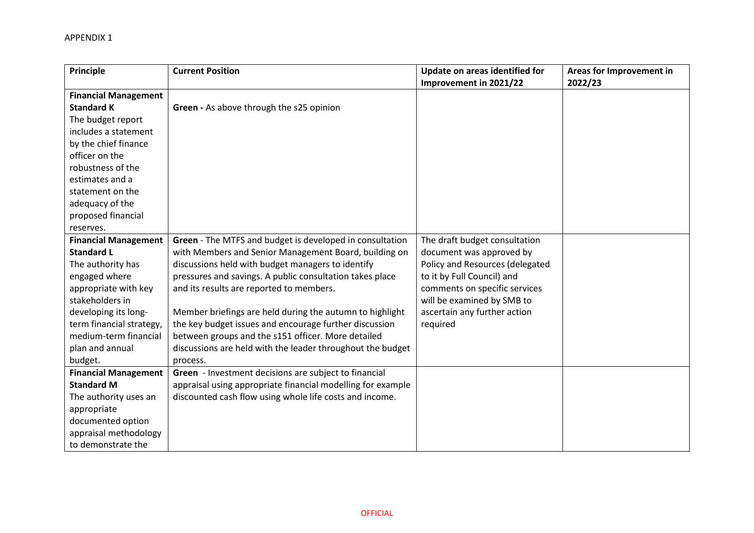APPENDIX 1

| Principle | Current Position | Update on areas identified for Improvement in 2021/22 | Areas for Improvement in 2022/23 |
|---|---|---|---|
| **Financial Management Standard K** The budget report includes a statement by the chief finance officer on the robustness of the estimates and a statement on the adequacy of the proposed financial reserves. | **Green -** As above through the s25 opinion | | |
| **Financial Management Standard L** The authority has engaged where appropriate with key stakeholders in developing its long-term financial strategy, medium-term financial plan and annual budget. | **Green** - The MTFS and budget is developed in consultation with Members and Senior Management Board, building on discussions held with budget managers to identify pressures and savings. A public consultation takes place and its results are reported to members.<br><br>Member briefings are held during the autumn to highlight the key budget issues and encourage further discussion between groups and the s151 officer. More detailed discussions are held with the leader throughout the budget process. | The draft budget consultation document was approved by Policy and Resources (delegated to it by Full Council) and comments on specific services will be examined by SMB to ascertain any further action required | |
| **Financial Management Standard M** The authority uses an appropriate documented option appraisal methodology to demonstrate the | **Green** - Investment decisions are subject to financial appraisal using appropriate financial modelling for example discounted cash flow using whole life costs and income. | | |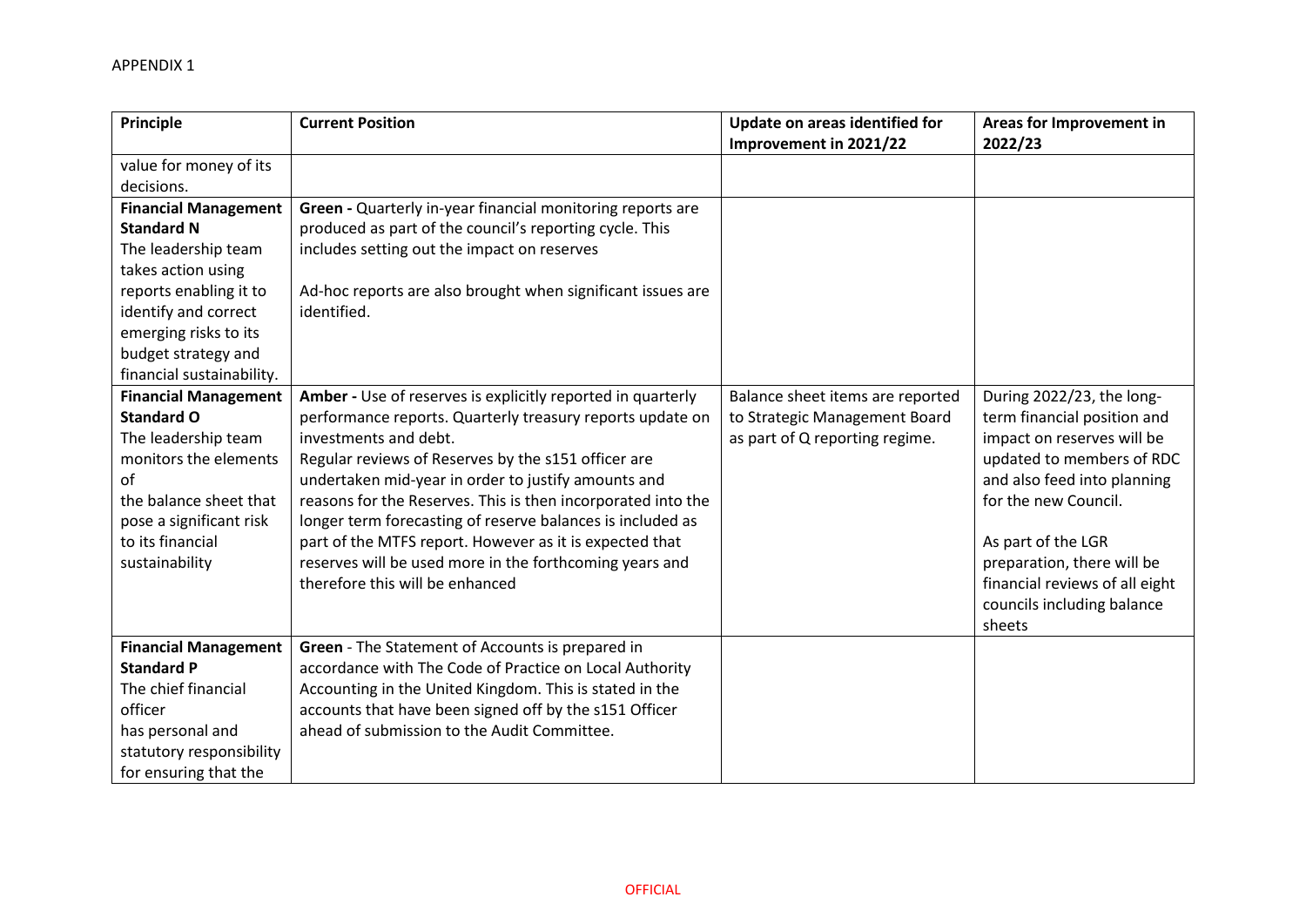APPENDIX 1

| Principle | Current Position | Update on areas identified for Improvement in 2021/22 | Areas for Improvement in 2022/23 |
|---|---|---|---|
| value for money of its decisions. | | | |
| **Financial Management Standard N** The leadership team takes action using reports enabling it to identify and correct emerging risks to its budget strategy and financial sustainability. | **Green -** Quarterly in-year financial monitoring reports are produced as part of the council's reporting cycle. This includes setting out the impact on reserves<br><br>Ad-hoc reports are also brought when significant issues are identified. | | |
| **Financial Management Standard O** The leadership team monitors the elements of the balance sheet that pose a significant risk to its financial sustainability | **Amber -** Use of reserves is explicitly reported in quarterly performance reports. Quarterly treasury reports update on investments and debt. Regular reviews of Reserves by the s151 officer are undertaken mid-year in order to justify amounts and reasons for the Reserves. This is then incorporated into the longer term forecasting of reserve balances is included as part of the MTFS report. However as it is expected that reserves will be used more in the forthcoming years and therefore this will be enhanced | Balance sheet items are reported to Strategic Management Board as part of Q reporting regime. | During 2022/23, the long-term financial position and impact on reserves will be updated to members of RDC and also feed into planning for the new Council.<br><br>As part of the LGR preparation, there will be financial reviews of all eight councils including balance sheets |
| **Financial Management Standard P** The chief financial officer has personal and statutory responsibility for ensuring that the | **Green** - The Statement of Accounts is prepared in accordance with The Code of Practice on Local Authority Accounting in the United Kingdom. This is stated in the accounts that have been signed off by the s151 Officer ahead of submission to the Audit Committee. | | |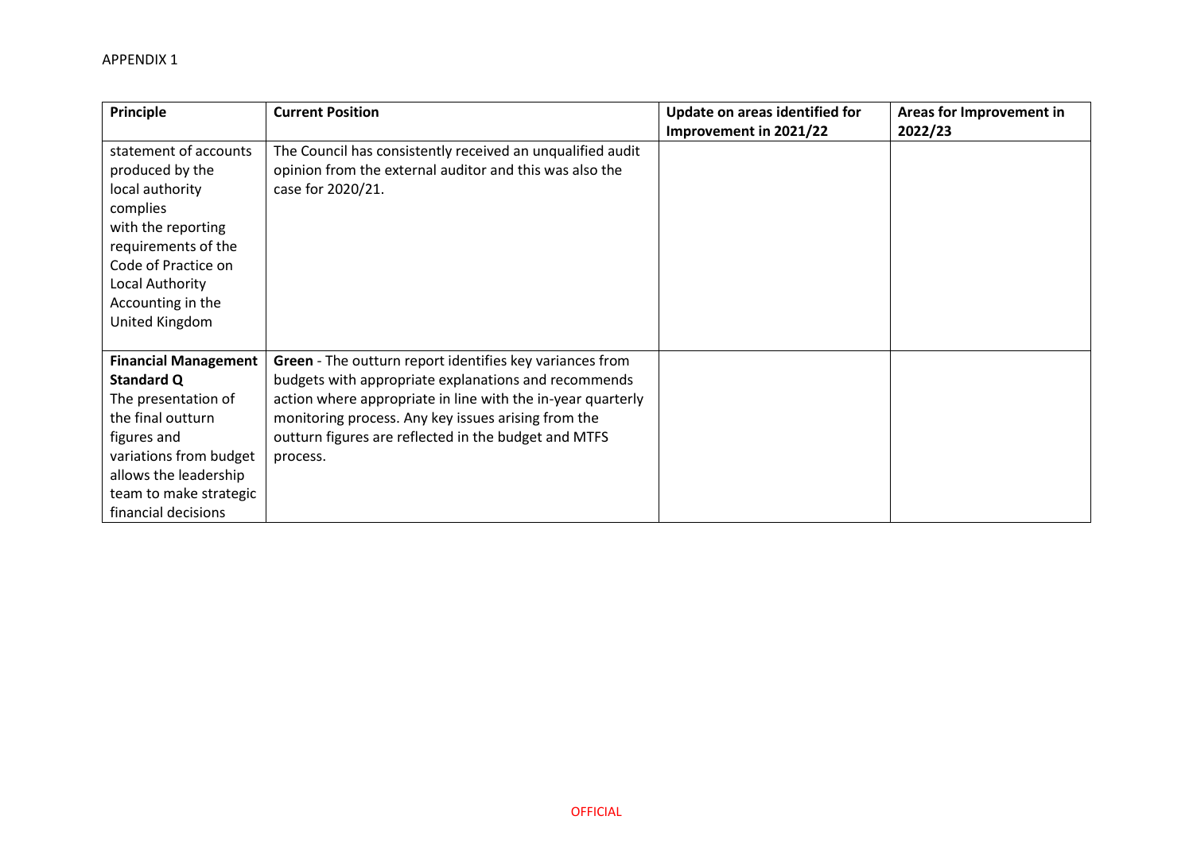APPENDIX 1

| Principle | Current Position | Update on areas identified for Improvement in 2021/22 | Areas for Improvement in 2022/23 |
| --- | --- | --- | --- |
| statement of accounts produced by the local authority complies with the reporting requirements of the Code of Practice on Local Authority Accounting in the United Kingdom | The Council has consistently received an unqualified audit opinion from the external auditor and this was also the case for 2020/21. | | |
| **Financial Management Standard Q** The presentation of the final outturn figures and variations from budget allows the leadership team to make strategic financial decisions | **Green** - The outturn report identifies key variances from budgets with appropriate explanations and recommends action where appropriate in line with the in-year quarterly monitoring process. Any key issues arising from the outturn figures are reflected in the budget and MTFS process. | | |

OFFICIAL